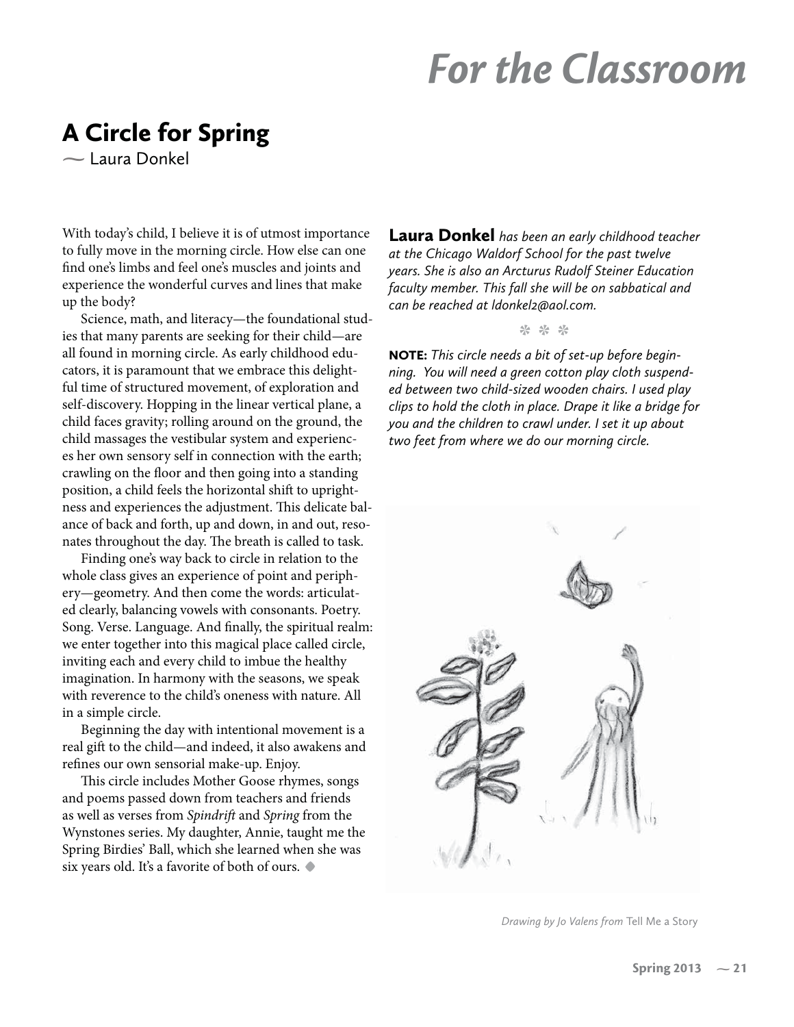# For the Classroom

## A Circle for Spring

~ Laura Donkel

With today's child, I believe it is of utmost importance to fully move in the morning circle. How else can one find one's limbs and feel one's muscles and joints and experience the wonderful curves and lines that make up the body?

Science, math, and literacy—the foundational studies that many parents are seeking for their child—are all found in morning circle. As early childhood educators, it is paramount that we embrace this delightful time of structured movement, of exploration and self-discovery. Hopping in the linear vertical plane, a child faces gravity; rolling around on the ground, the child massages the vestibular system and experiences her own sensory self in connection with the earth; crawling on the floor and then going into a standing position, a child feels the horizontal shift to uprightness and experiences the adjustment. This delicate balance of back and forth, up and down, in and out, resonates throughout the day. The breath is called to task.

Finding one's way back to circle in relation to the whole class gives an experience of point and periphery—geometry. And then come the words: articulated clearly, balancing vowels with consonants. Poetry. Song. Verse. Language. And finally, the spiritual realm: we enter together into this magical place called circle, inviting each and every child to imbue the healthy imagination. In harmony with the seasons, we speak with reverence to the child's oneness with nature. All in a simple circle.

Beginning the day with intentional movement is a real gift to the child—and indeed, it also awakens and refines our own sensorial make-up. Enjoy.

This circle includes Mother Goose rhymes, songs and poems passed down from teachers and friends as well as verses from *Spindrift* and *Spring* from the Wynstones series. My daughter, Annie, taught me the Spring Birdies' Ball, which she learned when she was six years old. It's a favorite of both of ours. ◆

**Laura Donkel** *has been an early childhood teacher at the Chicago Waldorf School for the past twelve years. She is also an Arcturus Rudolf Steiner Education faculty member. This fall she will be on sabbatical and can be reached at ldonkel2@aol.com.*

\* \* \*

**NOTE:** *This circle needs a bit of set-up before beginning. You will need a green cotton play cloth suspended between two child-sized wooden chairs. I used play clips to hold the cloth in place. Drape it like a bridge for you and the children to crawl under. I set it up about two feet from where we do our morning circle.*

*Drawing by Jo Valens from* Tell Me a Story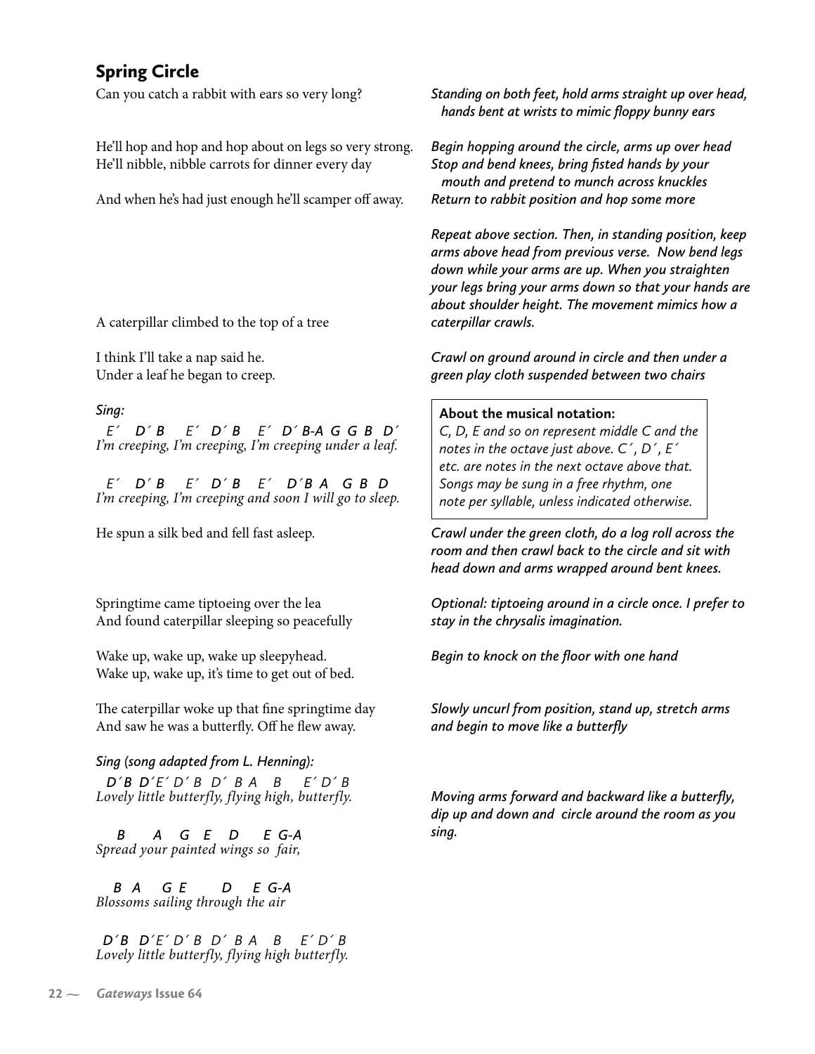## Spring Circle

Can you catch a rabbit with ears so very long?

*Standing on both feet, hold arms straight up over head, hands bent at wrists to mimic floppy bunny ears*

He'll hop and hop and hop about on legs so very strong.

*Begin hopping around the circle, arms up over head*

He'll nibble, nibble carrots for dinner every day

*Stop and bend knees, bring fisted hands by your mouth and pretend to munch across knuckles*

And when he's had just enough he'll scamper off away.

*Return to rabbit position and hop some more*

*Repeat above section. Then, in standing position, keep arms above head from previous verse. Now bend legs down while your arms are up. When you straighten your legs bring your arms down so that your hands are about shoulder height. The movement mimics how a caterpillar crawls.*

A caterpillar climbed to the top of a tree

I think I'll take a nap said he.
Under a leaf he began to creep.

*Crawl on ground around in circle and then under a green play cloth suspended between two chairs*

*Sing:*

*E´ D´ B E´ D´ B E´ D´ B-A G G B D´*
*I'm creeping, I'm creeping, I'm creeping under a leaf.*

*E´ D´ B E´ D´ B E´ D´ B A G B D*
*I'm creeping, I'm creeping and soon I will go to sleep.*

> **About the musical notation:**
> *C, D, E and so on represent middle C and the notes in the octave just above. C´, D´, E´ etc. are notes in the next octave above that. Songs may be sung in a free rhythm, one note per syllable, unless indicated otherwise.*

He spun a silk bed and fell fast asleep.

*Crawl under the green cloth, do a log roll across the room and then crawl back to the circle and sit with head down and arms wrapped around bent knees.*

Springtime came tiptoeing over the lea
And found caterpillar sleeping so peacefully

*Optional: tiptoeing around in a circle once. I prefer to stay in the chrysalis imagination.*

Wake up, wake up, wake up sleepyhead.
Wake up, wake up, it's time to get out of bed.

*Begin to knock on the floor with one hand*

The caterpillar woke up that fine springtime day
And saw he was a butterfly. Off he flew away.

*Slowly uncurl from position, stand up, stretch arms and begin to move like a butterfly*

*Sing (song adapted from L. Henning):*

*D´ B D´ E´ D´ B D´ B A B E´ D´ B*
*Lovely little butterfly, flying high, butterfly.*

*B A G E D E G-A*
*Spread your painted wings so fair,*

*B A G E D E G-A*
*Blossoms sailing through the air*

*D´ B D´ E´ D´ B D´ B A B E´ D´ B*
*Lovely little butterfly, flying high butterfly.*

*Moving arms forward and backward like a butterfly, dip up and down and circle around the room as you sing.*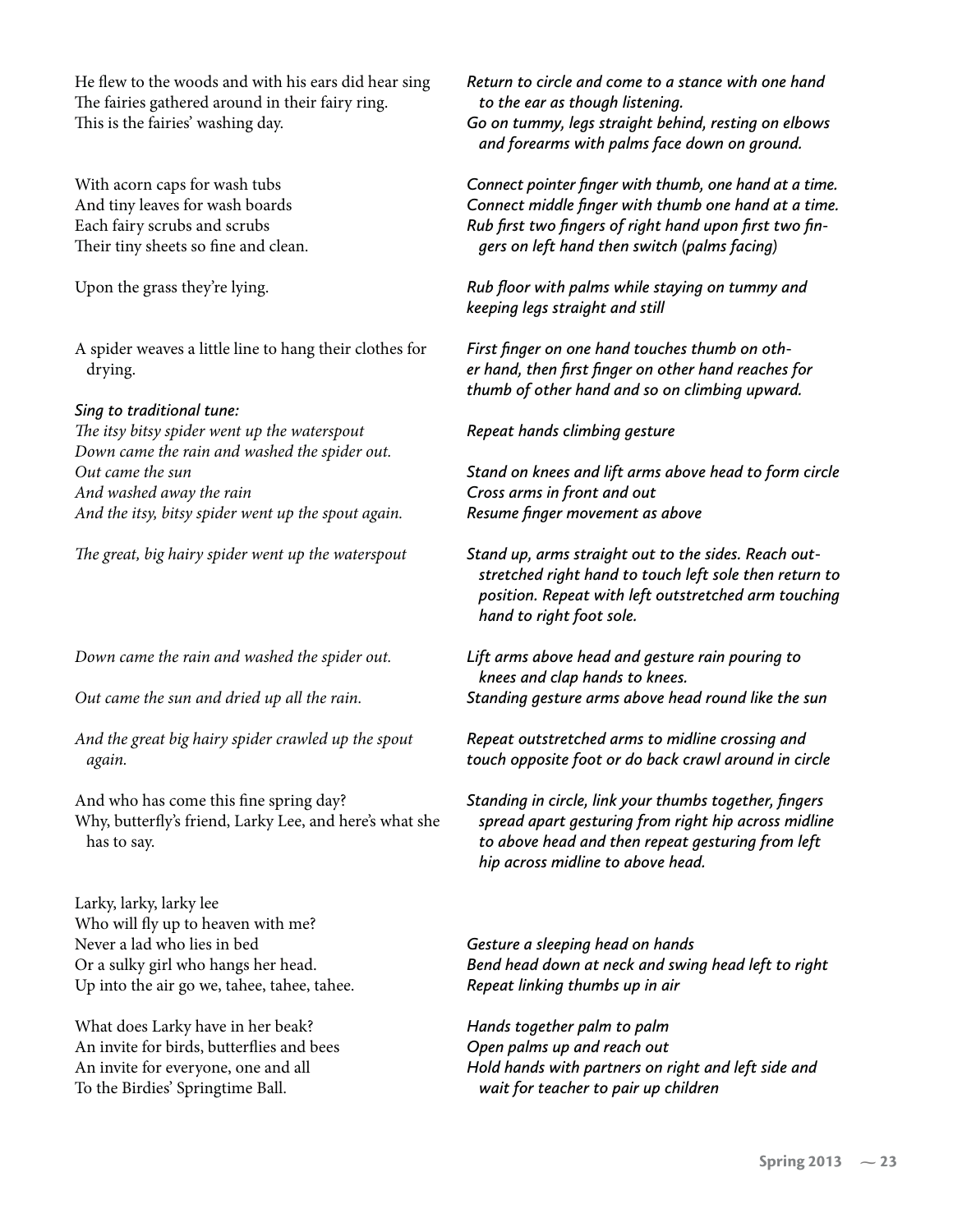| | |
|---|---|
| He flew to the woods and with his ears did hear sing<br>The fairies gathered around in their fairy ring.<br>This is the fairies' washing day. | *Return to circle and come to a stance with one hand to the ear as though listening.*<br>*Go on tummy, legs straight behind, resting on elbows and forearms with palms face down on ground.* |
| With acorn caps for wash tubs<br>And tiny leaves for wash boards<br>Each fairy scrubs and scrubs<br>Their tiny sheets so fine and clean. | *Connect pointer finger with thumb, one hand at a time.*<br>*Connect middle finger with thumb one hand at a time.*<br>*Rub first two fingers of right hand upon first two fingers on left hand then switch (palms facing)* |
| Upon the grass they're lying. | *Rub floor with palms while staying on tummy and keeping legs straight and still* |
| A spider weaves a little line to hang their clothes for drying. | *First finger on one hand touches thumb on other hand, then first finger on other hand reaches for thumb of other hand and so on climbing upward.* |
| *Sing to traditional tune:*<br>*The itsy bitsy spider went up the waterspout*<br>*Down came the rain and washed the spider out.*<br>*Out came the sun*<br>*And washed away the rain*<br>*And the itsy, bitsy spider went up the spout again.* | <br>*Repeat hands climbing gesture*<br><br>*Stand on knees and lift arms above head to form circle*<br>*Cross arms in front and out*<br>*Resume finger movement as above* |
| *The great, big hairy spider went up the waterspout* | *Stand up, arms straight out to the sides. Reach outstretched right hand to touch left sole then return to position. Repeat with left outstretched arm touching hand to right foot sole.* |
| *Down came the rain and washed the spider out.*<br>*Out came the sun and dried up all the rain.* | *Lift arms above head and gesture rain pouring to knees and clap hands to knees.*<br>*Standing gesture arms above head round like the sun* |
| *And the great big hairy spider crawled up the spout again.* | *Repeat outstretched arms to midline crossing and touch opposite foot or do back crawl around in circle* |
| And who has come this fine spring day?<br>Why, butterfly's friend, Larky Lee, and here's what she has to say. | *Standing in circle, link your thumbs together, fingers spread apart gesturing from right hip across midline to above head and then repeat gesturing from left hip across midline to above head.* |
| Larky, larky, larky lee<br>Who will fly up to heaven with me?<br>Never a lad who lies in bed<br>Or a sulky girl who hangs her head.<br>Up into the air go we, tahee, tahee, tahee. | <br><br>*Gesture a sleeping head on hands*<br>*Bend head down at neck and swing head left to right*<br>*Repeat linking thumbs up in air* |
| What does Larky have in her beak?<br>An invite for birds, butterflies and bees<br>An invite for everyone, one and all<br>To the Birdies' Springtime Ball. | *Hands together palm to palm*<br>*Open palms up and reach out*<br>*Hold hands with partners on right and left side and wait for teacher to pair up children* |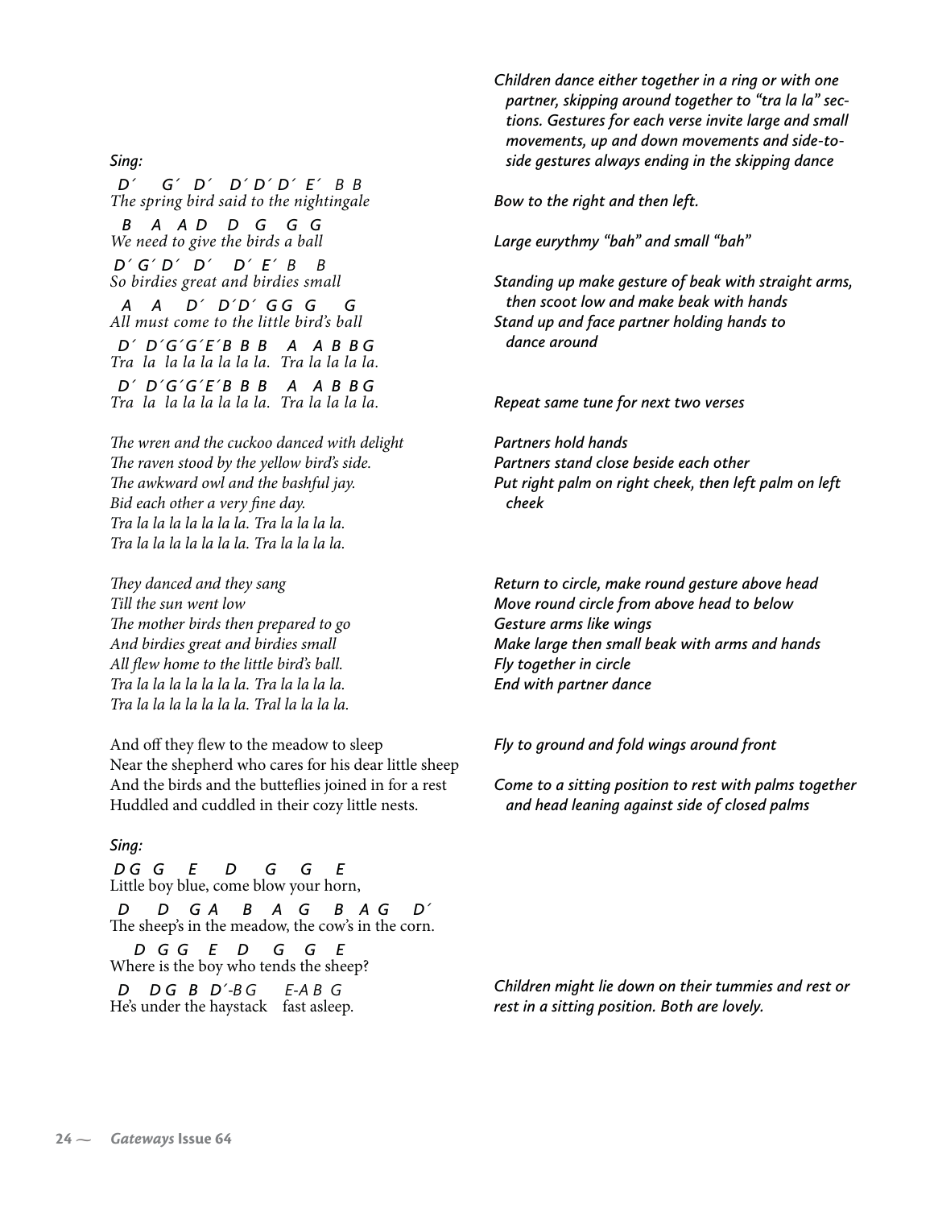*Children dance either together in a ring or with one partner, skipping around together to "tra la la" sections. Gestures for each verse invite large and small movements, up and down movements and side-to-side gestures always ending in the skipping dance*

*Sing:*

*D´ G´ D´ D´ D´ D´ E´ B B*
*The spring bird said to the nightingale* — *Bow to the right and then left.*

*B A A D D G G G*
*We need to give the birds a ball* — *Large eurythmy "bah" and small "bah"*

*D´ G´ D´ D´ D´ E´ B B*
*So birdies great and birdies small* — *Standing up make gesture of beak with straight arms, then scoot low and make beak with hands*

*A A D´ D´D´ G G G G*
*All must come to the little bird's ball* — *Stand up and face partner holding hands to dance around*

*D´ D´G´G´E´B B B A A B B G*
*Tra la la la la la la la. Tra la la la la.*

*D´ D´G´G´E´B B B A A B B G*
*Tra la la la la la la la. Tra la la la la.*

*Repeat same tune for next two verses*

*The wren and the cuckoo danced with delight* — *Partners hold hands*
*The raven stood by the yellow bird's side.* — *Partners stand close beside each other*
*The awkward owl and the bashful jay.* — *Put right palm on right cheek, then left palm on left cheek*
*Bid each other a very fine day.*
*Tra la la la la la la la. Tra la la la la.*
*Tra la la la la la la la. Tra la la la la.*

*They danced and they sang* — *Return to circle, make round gesture above head*
*Till the sun went low* — *Move round circle from above head to below*
*The mother birds then prepared to go* — *Gesture arms like wings*
*And birdies great and birdies small* — *Make large then small beak with arms and hands*
*All flew home to the little bird's ball.* — *Fly together in circle*
*Tra la la la la la la la. Tra la la la la.* — *End with partner dance*
*Tra la la la la la la la. Tral la la la la.*

And off they flew to the meadow to sleep — *Fly to ground and fold wings around front*
Near the shepherd who cares for his dear little sheep
And the birds and the butteflies joined in for a rest — *Come to a sitting position to rest with palms together and head leaning against side of closed palms*
Huddled and cuddled in their cozy little nests.

*Sing:*

*D G G E D G G E*
Little boy blue, come blow your horn,

*D D G A B A G B A G D´*
The sheep's in the meadow, the cow's in the corn.

*D G G E D G G E*
Where is the boy who tends the sheep?

*D D G B D´-B G E-A B G*
He's under the haystack fast asleep.

*Children might lie down on their tummies and rest or rest in a sitting position. Both are lovely.*